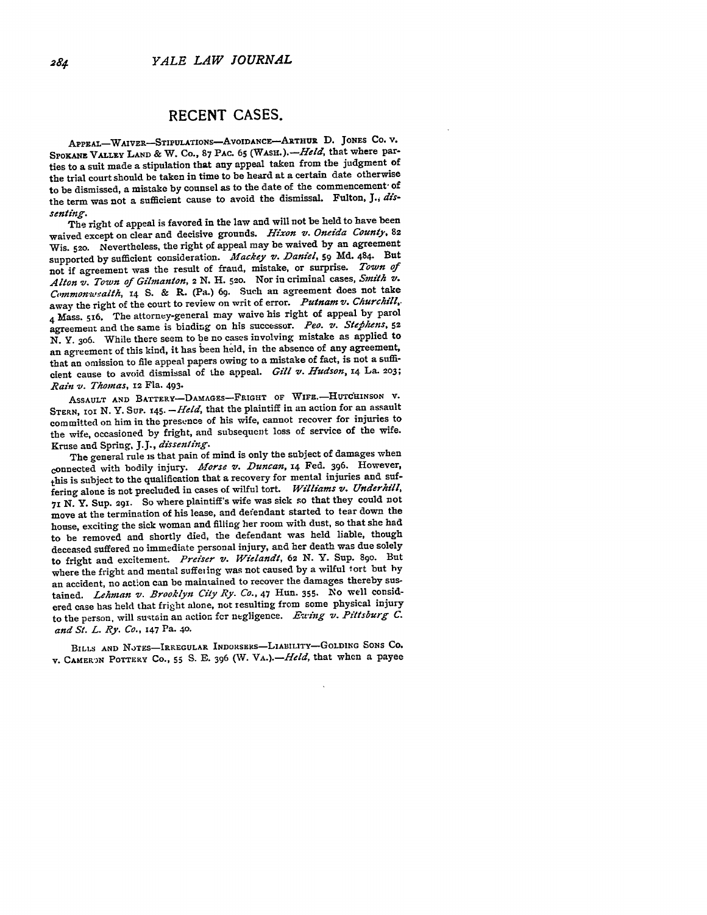## RECENT CASES.

APPEAL—WAIVER—STIPULATIONS—AVOIDANCE—ARTHUR D. JONES CO. v. SPOKANE VALLEY LAND & W. CO., 87 PAC. 65 (WASH.).—*Held*, that where parties to a suit made a stipulation that any appeal taken from the judgment of the trial court should be taken in time to be heard at a certain date otherwise to be dismissed, a mistake by counsel as to the date of the commencement of the term was not a sufficient cause to avoid the dismissal. Fulton, J., *dissenting*.

The right of appeal is favored in the law and will not be held to have been waived except on clear and decisive grounds. *Hixon v. Oneida County*, 82 Wis. 520. Nevertheless, the right of appeal may be waived by an agreement supported by sufficient consideration. *Mackey v. Daniel*, 59 Md. 484. But not if agreement was the result of fraud, mistake, or surprise. *Town of Alton v. Town of Gilmanton*, 2 N. H. 520. Nor in criminal cases, *Smith v. Commonwealth*, 14 S. & R. (Pa.) 69. Such an agreement does not take away the right of the court to review on writ of error. *Putnam v. Churchill*, 4 Mass. 516. The attorney-general may waive his right of appeal by parol agreement and the same is binding on his successor. *Peo. v. Stephens*, 52 N. Y. 306. While there seem to be no cases involving mistake as applied to an agreement of this kind, it has been held, in the absence of any agreement, that an omission to file appeal papers owing to a mistake of fact, is not a sufficient cause to avoid dismissal of the appeal. *Gill v. Hudson*, 14 La. 203; *Rain v. Thomas*, 12 Fla. 493.

ASSAULT AND BATTERY—DAMAGES—FRIGHT OF WIFE.—HUTCHINSON v. STERN, 101 N. Y. SUP. 145.—*Held*, that the plaintiff in an action for an assault committed on him in the presence of his wife, cannot recover for injuries to the wife, occasioned by fright, and subsequent loss of service of the wife. Kruse and Spring, J.J., *dissenting*.

The general rule is that pain of mind is only the subject of damages when connected with bodily injury. *Morse v. Duncan*, 14 Fed. 396. However, this is subject to the qualification that a recovery for mental injuries and suffering alone is not precluded in cases of wilful tort. *Williams v. Underhill*, 71 N. Y. Sup. 291. So where plaintiff's wife was sick so that they could not move at the termination of his lease, and defendant started to tear down the house, exciting the sick woman and filling her room with dust, so that she had to be removed and shortly died, the defendant was held liable, though deceased suffered no immediate personal injury, and her death was due solely to fright and excitement. *Preiser v. Wielandt*, 62 N. Y. Sup. 890. But where the fright and mental suffering was not caused by a wilful tort but by an accident, no action can be maintained to recover the damages thereby sustained. *Lehman v. Brooklyn City Ry. Co.*, 47 Hun. 355. No well considered case has held that fright alone, not resulting from some physical injury to the person, will sustain an action for negligence. *Ewing v. Pittsburg C. and St. L. Ry. Co.*, 147 Pa. 40.

BILLS AND NOTES—IRREGULAR INDORSERS—LIABILITY—GOLDING SONS CO. v. CAMERON POTTERY CO., 55 S. E. 396 (W. VA.).—*Held*, that when a payee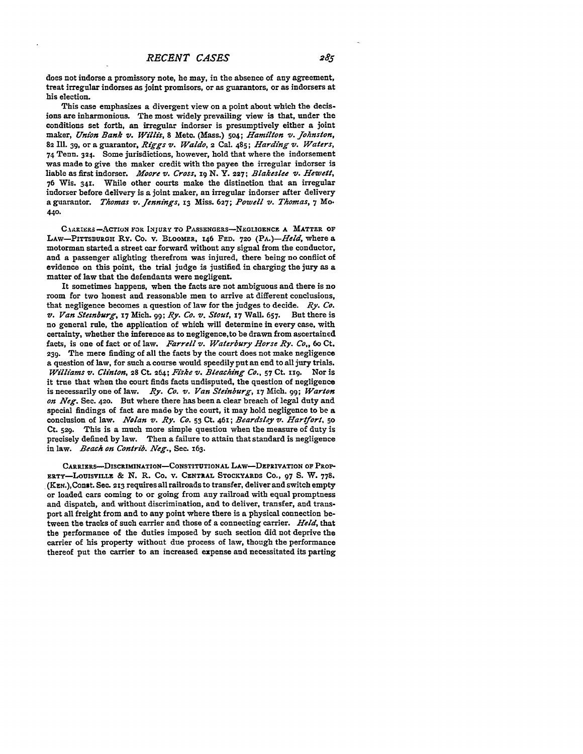does not indorse a promissory note, he may, in the absence of any agreement, treat irregular indorses as joint promisors, or as guarantors, or as indorsers at his election.

This case emphasizes a divergent view on a point about which the decisions are inharmonious. The most widely prevailing view is that, under the conditions set forth, an irregular indorser is presumptively either a joint maker, *Union Bank v. Willis*, 8 Metc. (Mass.) 504; *Hamilton v. Johnston*, 82 Ill. 39, or a guarantor, *Riggs v. Waldo*, 2 Cal. 485; *Harding v. Waters*, 74 Tenn. 324. Some jurisdictions, however, hold that where the indorsement was made to give the maker credit with the payee the irregular indorser is liable as first indorser. *Moore v. Cross*, 19 N. Y. 227; *Blakeslee v. Hewett*, 76 Wis. 341. While other courts make the distinction that an irregular indorser before delivery is a joint maker, an irregular indorser after delivery a guarantor. *Thomas v. Jennings*, 13 Miss. 627; *Powell v. Thomas*, 7 Mo. 440.

CARRIERS—ACTION FOR INJURY TO PASSENGERS—NEGLIGENCE A MATTER OF LAW—PITTSBURGH RY. CO. v. BLOOMER, 146 FED. 720 (PA.)—*Held*, where a motorman started a street car forward without any signal from the conductor, and a passenger alighting therefrom was injured, there being no conflict of evidence on this point, the trial judge is justified in charging the jury as a matter of law that the defendants were negligent.

It sometimes happens, when the facts are not ambiguous and there is no room for two honest and reasonable men to arrive at different conclusions, that negligence becomes a question of law for the judges to decide. *Ry. Co. v. Van Steinburg*, 17 Mich. 99; *Ry. Co. v. Stout*, 17 Wall. 657. But there is no general rule, the application of which will determine in every case, with certainty, whether the inference as to negligence, to be drawn from ascertained facts, is one of fact or of law. *Farrell v. Waterbury Horse Ry. Co.*, 60 Ct. 239. The mere finding of all the facts by the court does not make negligence a question of law, for such a course would speedily put an end to all jury trials. *Williams v. Clinton*, 28 Ct. 264; *Fiske v. Bleaching Co.*, 57 Ct. 119. Nor is it true that when the court finds facts undisputed, the question of negligence is necessarily one of law. *Ry. Co. v. Van Steinburg*, 17 Mich. 99; *Warton on Neg.* Sec. 420. But where there has been a clear breach of legal duty and special findings of fact are made by the court, it may hold negligence to be a conclusion of law. *Nolan v. Ry. Co.* 53 Ct. 461; *Beardsley v. Hartfort*, 50 Ct. 529. This is a much more simple question when the measure of duty is precisely defined by law. Then a failure to attain that standard is negligence in law. *Beach on Contrib. Neg.*, Sec. 163.

CARRIERS—DISCRIMINATION—CONSTITUTIONAL LAW—DEPRIVATION OF PROPERTY—LOUISVILLE & N. R. CO. v. CENTRAL STOCKYARDS CO., 97 S. W. 778. (KEN.), Const. Sec. 213 requires all railroads to transfer, deliver and switch empty or loaded cars coming to or going from any railroad with equal promptness and dispatch, and without discrimination, and to deliver, transfer, and transport all freight from and to any point where there is a physical connection between the tracks of such carrier and those of a connecting carrier. *Held*, that the performance of the duties imposed by such section did not deprive the carrier of his property without due process of law, though the performance thereof put the carrier to an increased expense and necessitated its parting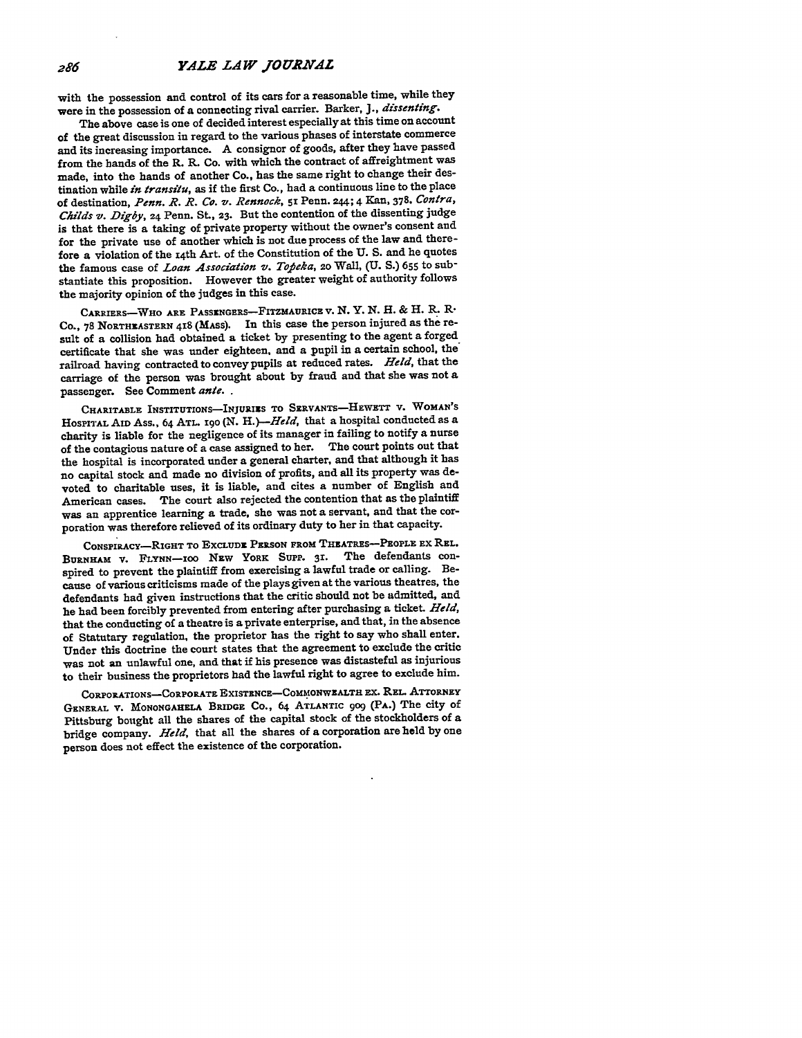with the possession and control of its cars for a reasonable time, while they were in the possession of a connecting rival carrier. Barker, J., *dissenting*.

The above case is one of decided interest especially at this time on account of the great discussion in regard to the various phases of interstate commerce and its increasing importance. A consignor of goods, after they have passed from the hands of the R. R. Co. with which the contract of affreightment was made, into the hands of another Co., has the same right to change their destination while *in transitu*, as if the first Co., had a continuous line to the place of destination, *Penn. R. R. Co. v. Rennock*, 51 Penn. 244; 4 Kan. 378. *Contra*, *Childs v. Digby*, 24 Penn. St., 23. But the contention of the dissenting judge is that there is a taking of private property without the owner's consent and for the private use of another which is not due process of the law and therefore a violation of the 14th Art. of the Constitution of the U. S. and he quotes the famous case of *Loan Association v. Topeka*, 20 Wall, (U. S.) 655 to substantiate this proposition. However the greater weight of authority follows the majority opinion of the judges in this case.

CARRIERS—WHO ARE PASSENGERS—FITZMAURICE v. N. Y. N. H. & H. R. R. Co., 78 NORTHEASTERN 418 (MASS). In this case the person injured as the result of a collision had obtained a ticket by presenting to the agent a forged certificate that she was under eighteen, and a pupil in a certain school, the railroad having contracted to convey pupils at reduced rates. *Held*, that the carriage of the person was brought about by fraud and that she was not a passenger. See Comment *ante*.

CHARITABLE INSTITUTIONS—INJURIES TO SERVANTS—HEWETT v. WOMAN'S HOSPITAL AID ASS., 64 ATL. 190 (N. H.)—*Held*, that a hospital conducted as a charity is liable for the negligence of its manager in failing to notify a nurse of the contagious nature of a case assigned to her. The court points out that the hospital is incorporated under a general charter, and that although it has no capital stock and made no division of profits, and all its property was devoted to charitable uses, it is liable, and cites a number of English and American cases. The court also rejected the contention that as the plaintiff was an apprentice learning a trade, she was not a servant, and that the corporation was therefore relieved of its ordinary duty to her in that capacity.

CONSPIRACY—RIGHT TO EXCLUDE PERSON FROM THEATRES—PEOPLE EX REL. BURNHAM v. FLYNN—100 NEW YORK SUPP. 31. The defendants conspired to prevent the plaintiff from exercising a lawful trade or calling. Because of various criticisms made of the plays given at the various theatres, the defendants had given instructions that the critic should not be admitted, and he had been forcibly prevented from entering after purchasing a ticket. *Held*, that the conducting of a theatre is a private enterprise, and that, in the absence of Statutary regulation, the proprietor has the right to say who shall enter. Under this doctrine the court states that the agreement to exclude the critic was not an unlawful one, and that if his presence was distasteful as injurious to their business the proprietors had the lawful right to agree to exclude him.

CORPORATIONS—CORPORATE EXISTENCE—COMMONWEALTH EX. REL. ATTORNEY GENERAL v. MONONGAHELA BRIDGE CO., 64 ATLANTIC 909 (PA.) The city of Pittsburg bought all the shares of the capital stock of the stockholders of a bridge company. *Held*, that all the shares of a corporation are held by one person does not effect the existence of the corporation.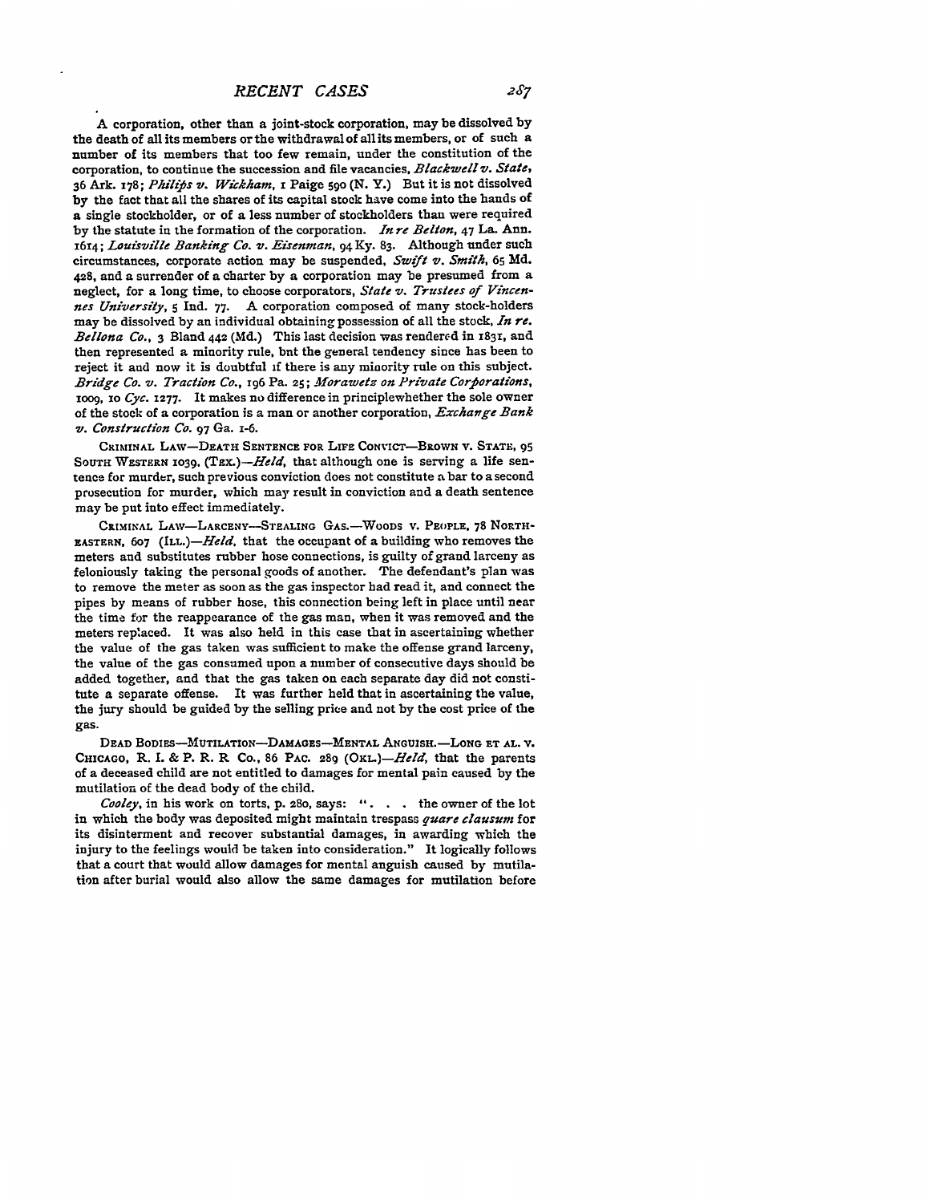A corporation, other than a joint-stock corporation, may be dissolved by the death of all its members or the withdrawal of all its members, or of such a number of its members that too few remain, under the constitution of the corporation, to continue the succession and file vacancies, *Blackwell v. State*, 36 Ark. 178; *Philips v. Wickham*, 1 Paige 590 (N. Y.) But it is not dissolved by the fact that all the shares of its capital stock have come into the hands of a single stockholder, or of a less number of stockholders than were required by the statute in the formation of the corporation. *In re Belton*, 47 La. Ann. 1614; *Louisville Banking Co. v. Eisenman*, 94 Ky. 83. Although under such circumstances, corporate action may be suspended, *Swift v. Smith*, 65 Md. 428, and a surrender of a charter by a corporation may be presumed from a neglect, for a long time, to choose corporators, *State v. Trustees of Vincennes University*, 5 Ind. 77. A corporation composed of many stock-holders may be dissolved by an individual obtaining possession of all the stock, *In re. Bellona Co.*, 3 Bland 442 (Md.) This last decision was rendered in 1831, and then represented a minority rule, but the general tendency since has been to reject it and now it is doubtful if there is any minority rule on this subject. *Bridge Co. v. Traction Co.*, 196 Pa. 25; *Morawetz on Private Corporations*, 1009, 10 *Cyc.* 1277. It makes no difference in principlewhether the sole owner of the stock of a corporation is a man or another corporation, *Exchange Bank v. Construction Co.* 97 Ga. 1-6.

CRIMINAL LAW—DEATH SENTENCE FOR LIFE CONVICT—BROWN V. STATE, 95 SOUTH WESTERN 1039, (TEX.)—*Held*, that although one is serving a life sentence for murder, such previous conviction does not constitute a bar to a second prosecution for murder, which may result in conviction and a death sentence may be put into effect immediately.

CRIMINAL LAW—LARCENY—STEALING GAS.—WOODS V. PEOPLE, 78 NORTH-EASTERN, 607 (ILL.)—*Held*, that the occupant of a building who removes the meters and substitutes rubber hose connections, is guilty of grand larceny as feloniously taking the personal goods of another. The defendant's plan was to remove the meter as soon as the gas inspector had read it, and connect the pipes by means of rubber hose, this connection being left in place until near the time for the reappearance of the gas man, when it was removed and the meters replaced. It was also held in this case that in ascertaining whether the value of the gas taken was sufficient to make the offense grand larceny, the value of the gas consumed upon a number of consecutive days should be added together, and that the gas taken on each separate day did not constitute a separate offense. It was further held that in ascertaining the value, the jury should be guided by the selling price and not by the cost price of the gas.

DEAD BODIES—MUTILATION—DAMAGES—MENTAL ANGUISH.—LONG ET AL. V. CHICAGO, R. I. & P. R. R CO., 86 PAC. 289 (OKL.)—*Held*, that the parents of a deceased child are not entitled to damages for mental pain caused by the mutilation of the dead body of the child.

*Cooley*, in his work on torts, p. 280, says: ". . . the owner of the lot in which the body was deposited might maintain trespass *quare clausum* for its disinterment and recover substantial damages, in awarding which the injury to the feelings would be taken into consideration." It logically follows that a court that would allow damages for mental anguish caused by mutilation after burial would also allow the same damages for mutilation before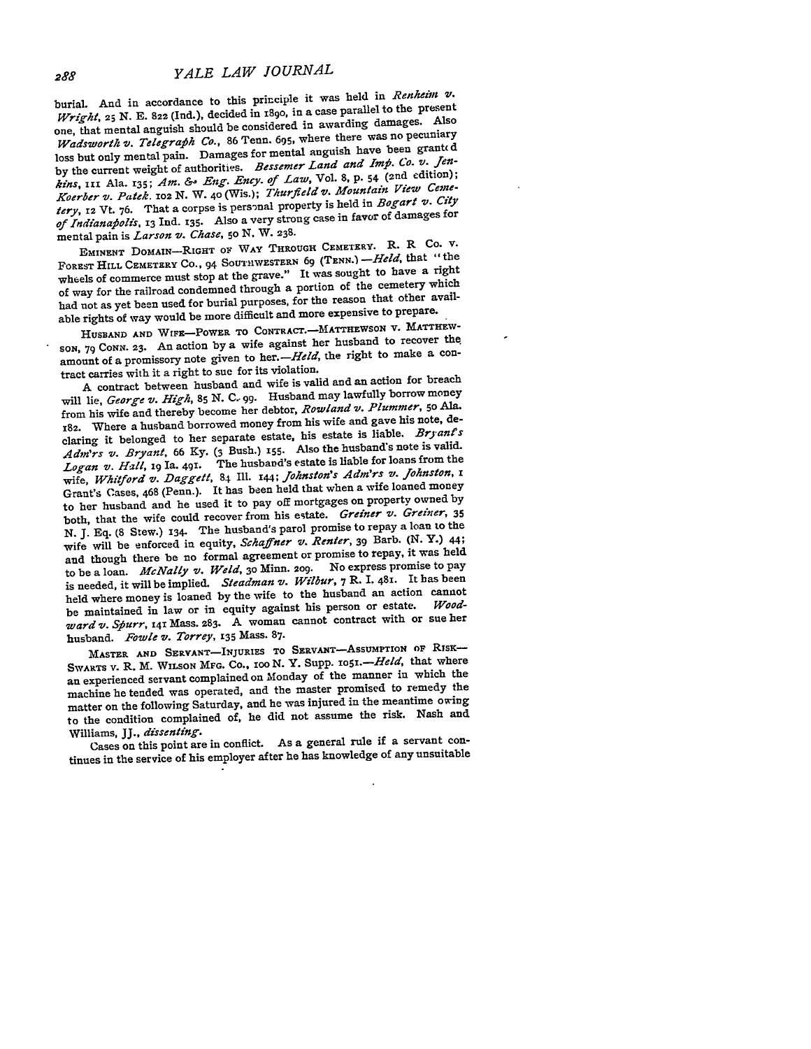burial. And in accordance to this principle it was held in *Renheim v. Wright*, 25 N. E. 822 (Ind.), decided in 1890, in a case parallel to the present one, that mental anguish should be considered in awarding damages. Also *Wadsworth v. Telegraph Co.*, 86 Tenn. 695, where there was no pecuniary loss but only mental pain. Damages for mental anguish have been granted by the current weight of authorities. *Bessemer Land and Imp. Co. v. Jenkins*, 111 Ala. 135; *Am. & Eng. Ency. of Law*, Vol. 8, p. 54 (2nd edition); *Koerber v. Patek*. 102 N. W. 40 (Wis.); *Thurfield v. Mountain View Cemetery*, 12 Vt. 76. That a corpse is personal property is held in *Bogart v. City of Indianapolis*, 13 Ind. 135. Also a very strong case in favor of damages for mental pain is *Larson v. Chase*, 50 N. W. 238.

EMINENT DOMAIN—RIGHT OF WAY THROUGH CEMETERY. R. R CO. v. FOREST HILL CEMETERY CO., 94 SOUTHWESTERN 69 (TENN.)—*Held*, that "the wheels of commerce must stop at the grave." It was sought to have a right of way for the railroad condemned through a portion of the cemetery which had not as yet been used for burial purposes, for the reason that other available rights of way would be more difficult and more expensive to prepare.

HUSBAND AND WIFE—POWER TO CONTRACT.—MATTHEWSON v. MATTHEWSON, 79 CONN. 23. An action by a wife against her husband to recover the amount of a promissory note given to her.—*Held*, the right to make a contract carries with it a right to sue for its violation.

A contract between husband and wife is valid and an action for breach will lie, *George v. High*, 85 N. C. 99. Husband may lawfully borrow money from his wife and thereby become her debtor, *Rowland v. Plummer*, 50 Ala. 182. Where a husband borrowed money from his wife and gave his note, declaring it belonged to her separate estate, his estate is liable. *Bryant's Adm'rs v. Bryant*, 66 Ky. (3 Bush.) 155. Also the husband's note is valid. *Logan v. Hall*, 19 Ia. 491. The husband's estate is liable for loans from the wife, *Whitford v. Daggett*, 84 Ill. 144; *Johnston's Adm'rs v. Johnston*, 1 Grant's Cases, 468 (Penn.). It has been held that when a wife loaned money to her husband and he used it to pay off mortgages on property owned by both, that the wife could recover from his estate. *Greiner v. Greiner*, 35 N. J. Eq. (8 Stew.) 134. The husband's parol promise to repay a loan to the wife will be enforced in equity, *Schaffner v. Renter*, 39 Barb. (N. Y.) 44; and though there be no formal agreement or promise to repay, it was held to be a loan. *McNally v. Weld*, 30 Minn. 209. No express promise to pay is needed, it will be implied. *Steadman v. Wilbur*, 7 R. I. 481. It has been held where money is loaned by the wife to the husband an action cannot be maintained in law or in equity against his person or estate. *Woodward v. Spurr*, 141 Mass. 283. A woman cannot contract with or sue her husband. *Fowle v. Torrey*, 135 Mass. 87.

MASTER AND SERVANT—INJURIES TO SERVANT—ASSUMPTION OF RISK—SWARTS v. R. M. WILSON MFG. CO., 100 N. Y. Supp. 1051.—*Held*, that where an experienced servant complained on Monday of the manner in which the machine he tended was operated, and the master promised to remedy the matter on the following Saturday, and he was injured in the meantime owing to the condition complained of, he did not assume the risk. Nash and Williams, JJ., *dissenting*.

Cases on this point are in conflict. As a general rule if a servant continues in the service of his employer after he has knowledge of any unsuitable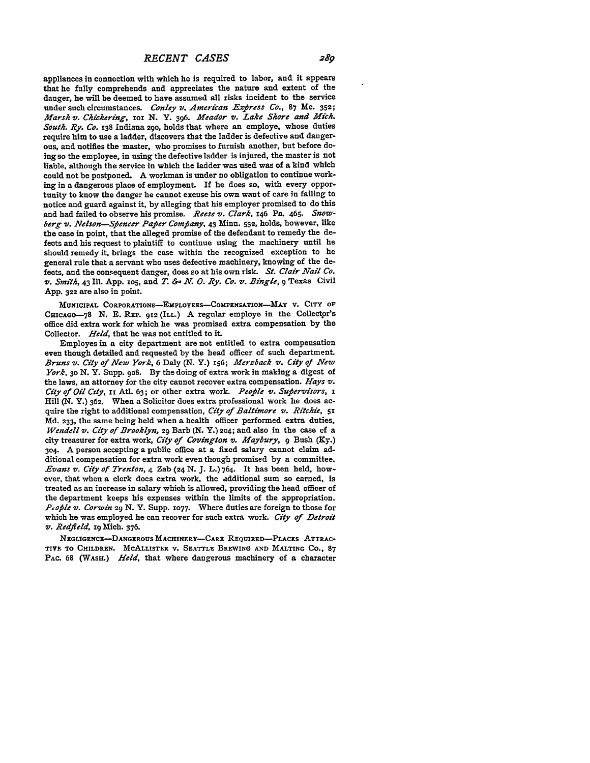appliances in connection with which he is required to labor, and it appears that he fully comprehends and appreciates the nature and extent of the danger, he will be deemed to have assumed all risks incident to the service under such circumstances. *Conley v. American Express Co.*, 87 Me. 352; *Marsh v. Chickering*, 101 N. Y. 396. *Meador v. Lake Shore and Mich. South. Ry. Co.* 138 Indiana 290, holds that where an employe, whose duties require him to use a ladder, discovers that the ladder is defective and dangerous, and notifies the master, who promises to furnish another, but before doing so the employee, in using the defective ladder is injured, the master is not liable, although the service in which the ladder was used was of a kind which could not be postponed. A workman is under no obligation to continue working in a dangerous place of employment. If he does so, with every opportunity to know the danger he cannot excuse his own want of care in failing to notice and guard against it, by alleging that his employer promised to do this and had failed to observe his promise. *Reese v. Clark*, 146 Pa. 465. *Snowberg v. Nelson—Spencer Paper Company*, 43 Minn. 532, holds, however, like the case in point, that the alleged promise of the defendant to remedy the defects and his request to plaintiff to continue using the machinery until he should remedy it, brings the case within the recognized exception to he general rule that a servant who uses defective machinery, knowing of the defects, and the consequent danger, does so at his own risk. *St. Clair Nail Co. v. Smith*, 43 Ill. App. 105, and *T. & N. O. Ry. Co. v. Bingle*, 9 Texas Civil App. 322 are also in point.

MUNICIPAL CORPORATIONS—EMPLOYEES—COMPENSATION—MAY v. CITY OF CHICAGO—78 N. E. REP. 912 (ILL.) A regular employe in the Collector's office did extra work for which he was promised extra compensation by the Collector. *Held*, that he was not entitled to it.

Employes in a city department are not entitled to extra compensation even though detailed and requested by the head officer of such department. *Bruns v. City of New York*, 6 Daly (N. Y.) 156; *Merzback v. City of New York*, 30 N. Y. Supp. 908. By the doing of extra work in making a digest of the laws, an attorney for the city cannot recover extra compensation. *Hays v. City of Oil City*, 11 Atl. 63; or other extra work. *People v. Supervisors*, 1 Hill (N. Y.) 362. When a Solicitor does extra professional work he does acquire the right to additional compensation, *City of Baltimore v. Ritchie*, 51 Md. 233, the same being held when a health officer performed extra duties, *Wendell v. City of Brooklyn*, 29 Barb (N. Y.) 204; and also in the case of a city treasurer for extra work, *City of Covington v. Maybury*, 9 Bush (Ky.) 304. A person accepting a public office at a fixed salary cannot claim additional compensation for extra work even though promised by a committee. *Evans v. City of Trenton*, 4 Zab (24 N. J. L.) 764. It has been held, however, that when a clerk does extra work, the additional sum so earned, is treated as an increase in salary which is allowed, providing the head officer of the department keeps his expenses within the limits of the appropriation. *People v. Corwin* 29 N. Y. Supp. 1077. Where duties are foreign to those for which he was employed he can recover for such extra work. *City of Detroit v. Redfield*, 19 Mich. 376.

NEGLIGENCE—DANGEROUS MACHINERY—CARE REQUIRED—PLACES ATTRACTIVE TO CHILDREN. MCALLISTER v. SEATTLE BREWING AND MALTING CO., 87 PAC. 68 (WASH.) *Held*, that where dangerous machinery of a character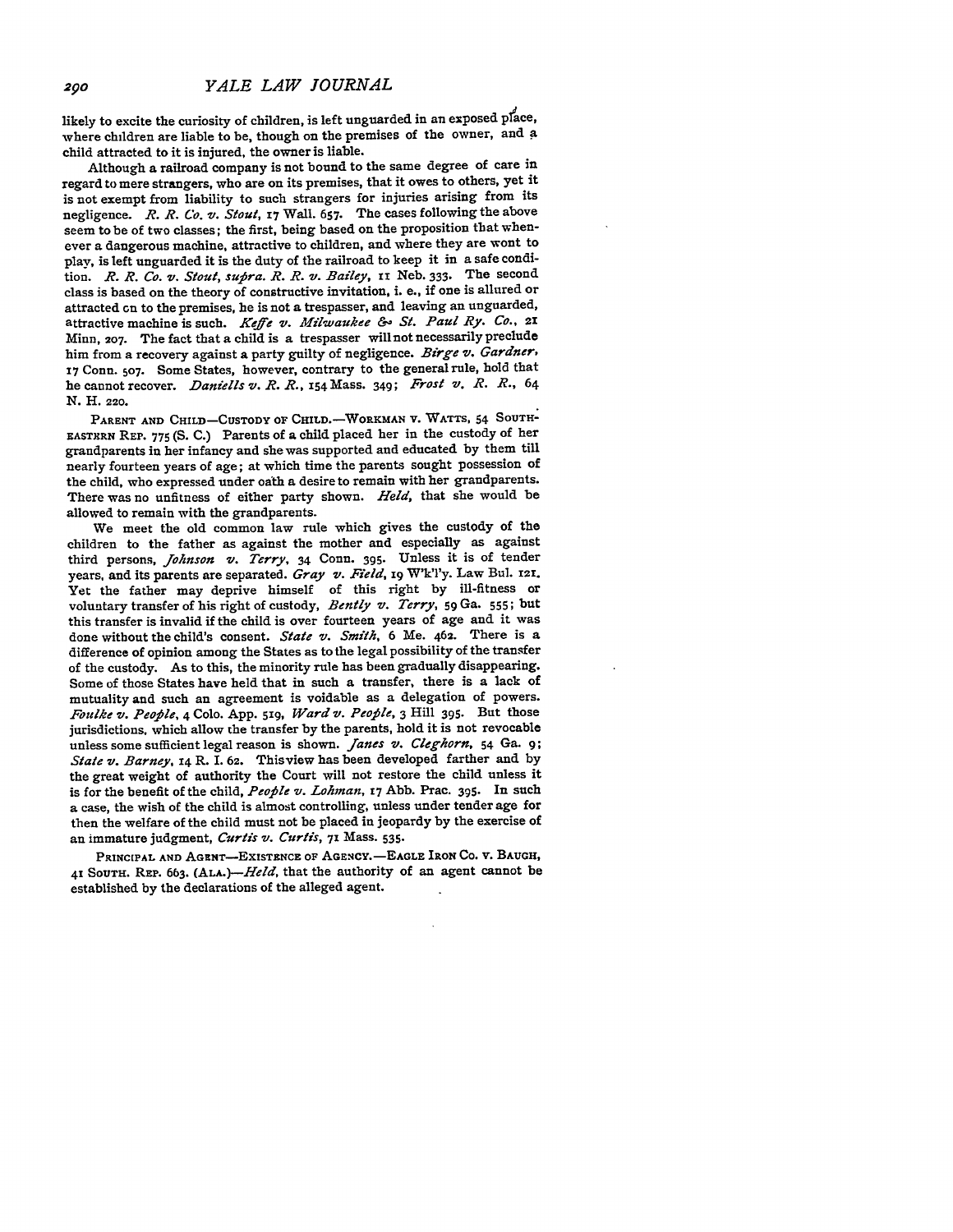likely to excite the curiosity of children, is left unguarded in an exposed place, where children are liable to be, though on the premises of the owner, and a child attracted to it is injured, the owner is liable.

Although a railroad company is not bound to the same degree of care in regard to mere strangers, who are on its premises, that it owes to others, yet it is not exempt from liability to such strangers for injuries arising from its negligence. *R. R. Co. v. Stout*, 17 Wall. 657. The cases following the above seem to be of two classes; the first, being based on the proposition that whenever a dangerous machine, attractive to children, and where they are wont to play, is left unguarded it is the duty of the railroad to keep it in a safe condition. *R. R. Co. v. Stout, supra. R. R. v. Bailey*, 11 Neb. 333. The second class is based on the theory of constructive invitation, i. e., if one is allured or attracted on to the premises, he is not a trespasser, and leaving an unguarded, attractive machine is such. *Keffe v. Milwaukee & St. Paul Ry. Co.*, 21 Minn. 207. The fact that a child is a trespasser will not necessarily preclude him from a recovery against a party guilty of negligence. *Birge v. Gardner*, 17 Conn. 507. Some States, however, contrary to the general rule, hold that he cannot recover. *Daniells v. R. R.*, 154 Mass. 349; *Frost v. R. R.*, 64 N. H. 220.

PARENT AND CHILD—CUSTODY OF CHILD.—WORKMAN V. WATTS, 54 SOUTHEASTERN REP. 775 (S. C.) Parents of a child placed her in the custody of her grandparents in her infancy and she was supported and educated by them till nearly fourteen years of age; at which time the parents sought possession of the child, who expressed under oath a desire to remain with her grandparents. There was no unfitness of either party shown. *Held*, that she would be allowed to remain with the grandparents.

We meet the old common law rule which gives the custody of the children to the father as against the mother and especially as against third persons, *Johnson v. Terry*, 34 Conn. 395. Unless it is of tender years, and its parents are separated. *Gray v. Field*, 19 W'k'l'y. Law Bul. 121. Yet the father may deprive himself of this right by ill-fitness or voluntary transfer of his right of custody, *Bently v. Terry*, 59 Ga. 555; but this transfer is invalid if the child is over fourteen years of age and it was done without the child's consent. *State v. Smith*, 6 Me. 462. There is a difference of opinion among the States as to the legal possibility of the transfer of the custody. As to this, the minority rule has been gradually disappearing. Some of those States have held that in such a transfer, there is a lack of mutuality and such an agreement is voidable as a delegation of powers. *Foulke v. People*, 4 Colo. App. 519, *Ward v. People*, 3 Hill 395. But those jurisdictions, which allow the transfer by the parents, hold it is not revocable unless some sufficient legal reason is shown. *Janes v. Cleghorn*, 54 Ga. 9; *State v. Barney*, 14 R. I. 62. This view has been developed farther and by the great weight of authority the Court will not restore the child unless it is for the benefit of the child, *People v. Lohman*, 17 Abb. Prac. 395. In such a case, the wish of the child is almost controlling, unless under tender age for then the welfare of the child must not be placed in jeopardy by the exercise of an immature judgment, *Curtis v. Curtis*, 71 Mass. 535.

PRINCIPAL AND AGENT—EXISTENCE OF AGENCY.—EAGLE IRON CO. V. BAUGH, 41 SOUTH. REP. 663. (ALA.)—*Held*, that the authority of an agent cannot be established by the declarations of the alleged agent.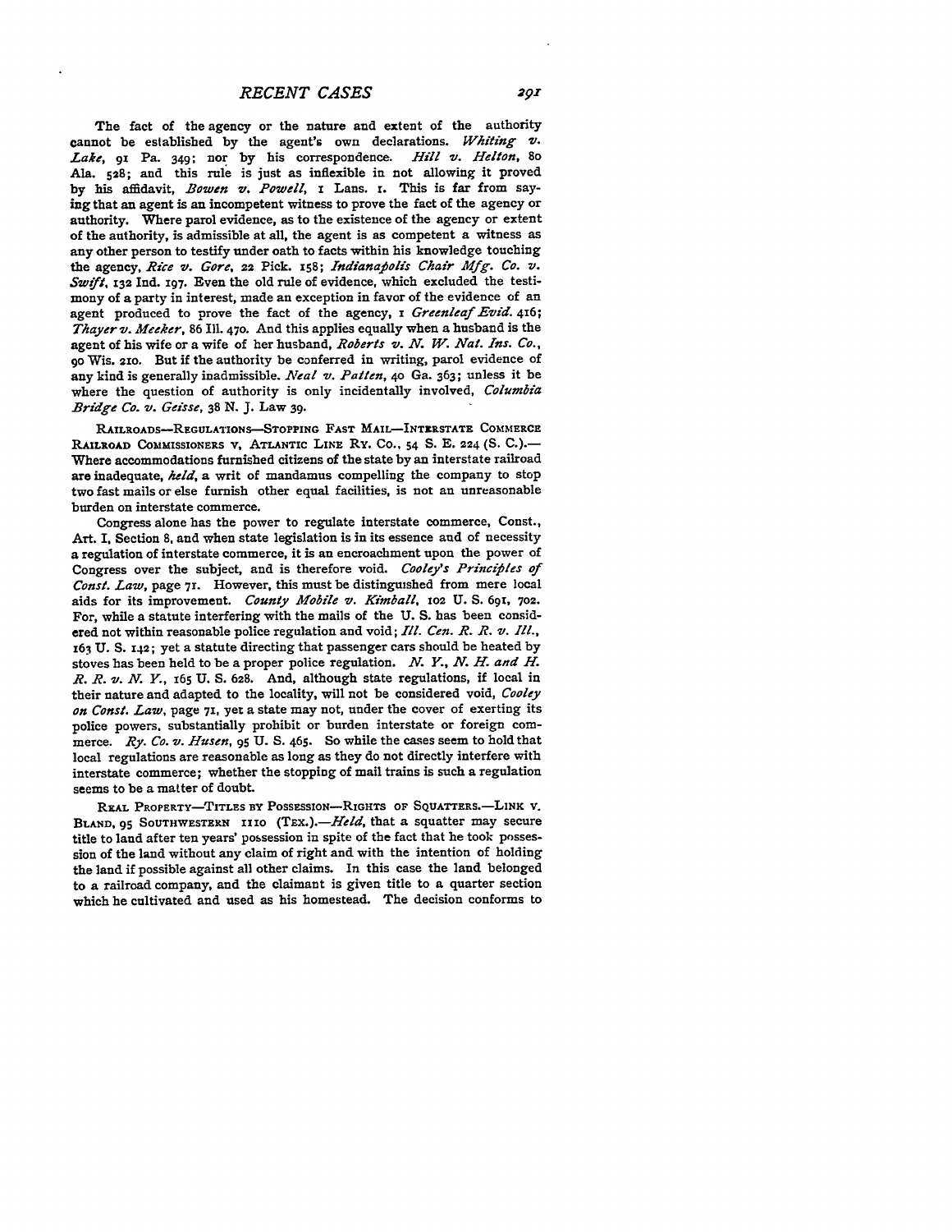The fact of the agency or the nature and extent of the authority cannot be established by the agent's own declarations. *Whiting v. Lake*, 91 Pa. 349; nor by his correspondence. *Hill v. Helton*, 80 Ala. 528; and this rule is just as inflexible in not allowing it proved by his affidavit, *Bowen v. Powell*, 1 Lans. 1. This is far from saying that an agent is an incompetent witness to prove the fact of the agency or authority. Where parol evidence, as to the existence of the agency or extent of the authority, is admissible at all, the agent is as competent a witness as any other person to testify under oath to facts within his knowledge touching the agency, *Rice v. Gore*, 22 Pick. 158; *Indianapolis Chair Mfg. Co. v. Swift*, 132 Ind. 197. Even the old rule of evidence, which excluded the testimony of a party in interest, made an exception in favor of the evidence of an agent produced to prove the fact of the agency, 1 *Greenleaf Evid.* 416; *Thayer v. Meeker*, 86 Ill. 470. And this applies equally when a husband is the agent of his wife or a wife of her husband, *Roberts v. N. W. Nat. Ins. Co.*, 90 Wis. 210. But if the authority be conferred in writing, parol evidence of any kind is generally inadmissible. *Neal v. Patten*, 40 Ga. 363; unless it be where the question of authority is only incidentally involved, *Columbia Bridge Co. v. Geisse*, 38 N. J. Law 39.

RAILROADS—REGULATIONS—STOPPING FAST MAIL—INTERSTATE COMMERCE RAILROAD COMMISSIONERS V. ATLANTIC LINE RY. CO., 54 S. E. 224 (S. C.).—Where accommodations furnished citizens of the state by an interstate railroad are inadequate, *held*, a writ of mandamus compelling the company to stop two fast mails or else furnish other equal facilities, is not an unreasonable burden on interstate commerce.

Congress alone has the power to regulate interstate commerce, Const., Art. I, Section 8, and when state legislation is in its essence and of necessity a regulation of interstate commerce, it is an encroachment upon the power of Congress over the subject, and is therefore void. *Cooley's Principles of Const. Law*, page 71. However, this must be distinguished from mere local aids for its improvement. *County Mobile v. Kimball*, 102 U. S. 691, 702. For, while a statute interfering with the mails of the U. S. has been considered not within reasonable police regulation and void; *Ill. Cen. R. R. v. Ill.*, 163 U. S. 142; yet a statute directing that passenger cars should be heated by stoves has been held to be a proper police regulation. *N. Y., N. H. and H. R. R. v. N. Y.*, 165 U. S. 628. And, although state regulations, if local in their nature and adapted to the locality, will not be considered void, *Cooley on Const. Law*, page 71, yet a state may not, under the cover of exerting its police powers, substantially prohibit or burden interstate or foreign commerce. *Ry. Co. v. Husen*, 95 U. S. 465. So while the cases seem to hold that local regulations are reasonable as long as they do not directly interfere with interstate commerce; whether the stopping of mail trains is such a regulation seems to be a matter of doubt.

REAL PROPERTY—TITLES BY POSSESSION—RIGHTS OF SQUATTERS.—LINK V. BLAND, 95 SOUTHWESTERN 1110 (TEX.).—*Held*, that a squatter may secure title to land after ten years' possession in spite of the fact that he took possession of the land without any claim of right and with the intention of holding the land if possible against all other claims. In this case the land belonged to a railroad company, and the claimant is given title to a quarter section which he cultivated and used as his homestead. The decision conforms to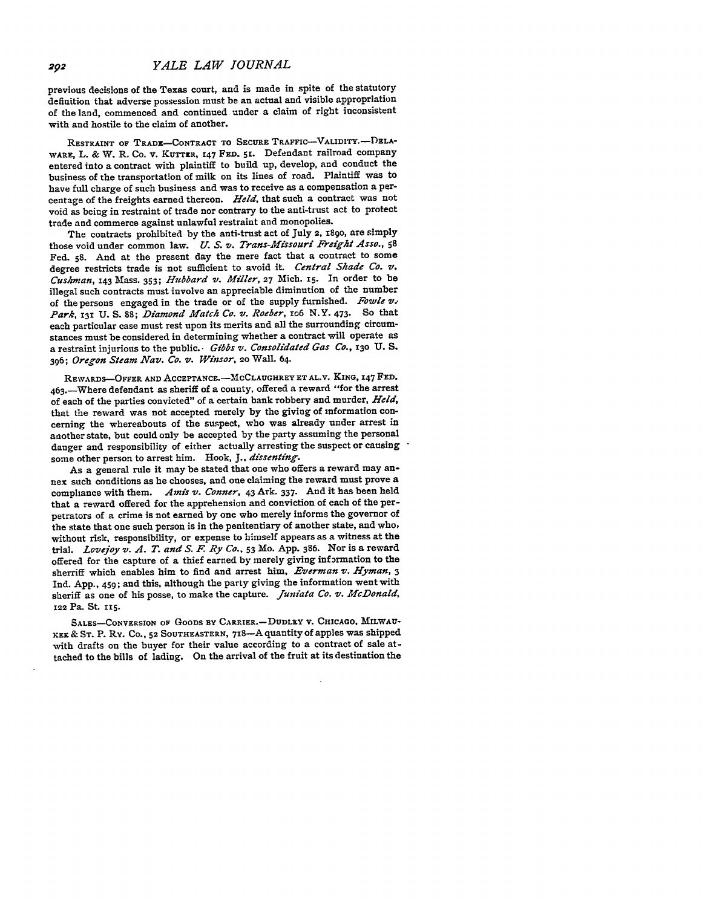previous decisions of the Texas court, and is made in spite of the statutory definition that adverse possession must be an actual and visible appropriation of the land, commenced and continued under a claim of right inconsistent with and hostile to the claim of another.

RESTRAINT OF TRADE—CONTRACT TO SECURE TRAFFIC—VALIDITY.—DELAWARE, L. & W. R. CO. v. KUTTER, 147 FED. 51. Defendant railroad company entered into a contract with plaintiff to build up, develop, and conduct the business of the transportation of milk on its lines of road. Plaintiff was to have full charge of such business and was to receive as a compensation a percentage of the freights earned thereon. *Held*, that such a contract was not void as being in restraint of trade nor contrary to the anti-trust act to protect trade and commerce against unlawful restraint and monopolies.

The contracts prohibited by the anti-trust act of July 2, 1890, are simply those void under common law. *U. S. v. Trans-Missouri Freight Asso.*, 58 Fed. 58. And at the present day the mere fact that a contract to some degree restricts trade is not sufficient to avoid it. *Central Shade Co. v. Cushman*, 143 Mass. 353; *Hubbard v. Miller*, 27 Mich. 15. In order to be illegal such contracts must involve an appreciable diminution of the number of the persons engaged in the trade or of the supply furnished. *Fowle v. Park*, 131 U. S. 88; *Diamond Match Co. v. Roeber*, 106 N.Y. 473. So that each particular case must rest upon its merits and all the surrounding circumstances must be considered in determining whether a contract will operate as a restraint injurious to the public. *Gibbs v. Consolidated Gas Co.*, 130 U. S. 396; *Oregon Steam Nav. Co. v. Winsor*, 20 Wall. 64.

REWARDS—OFFER AND ACCEPTANCE.—MCCLAUGHREY ET AL. v. KING, 147 FED. 463.—Where defendant as sheriff of a county, offered a reward "for the arrest of each of the parties convicted" of a certain bank robbery and murder, *Held*, that the reward was not accepted merely by the giving of information concerning the whereabouts of the suspect, who was already under arrest in another state, but could only be accepted by the party assuming the personal danger and responsibility of either actually arresting the suspect or causing some other person to arrest him. Hook, J., *dissenting*.

As a general rule it may be stated that one who offers a reward may annex such conditions as he chooses, and one claiming the reward must prove a compliance with them. *Amis v. Conner*, 43 Ark. 337. And it has been held that a reward offered for the apprehension and conviction of each of the perpetrators of a crime is not earned by one who merely informs the governor of the state that one such person is in the penitentiary of another state, and who, without risk, responsibility, or expense to himself appears as a witness at the trial. *Lovejoy v. A. T. and S. F. Ry Co.*, 53 Mo. App. 386. Nor is a reward offered for the capture of a thief earned by merely giving information to the sherriff which enables him to find and arrest him, *Everman v. Hyman*, 3 Ind. App., 459; and this, although the party giving the information went with sheriff as one of his posse, to make the capture. *Juniata Co. v. McDonald*, 122 Pa. St. 115.

SALES—CONVERSION OF GOODS BY CARRIER.—DUDLEY v. CHICAGO, MILWAUKEE & ST. P. RY. CO., 52 SOUTHEASTERN, 718—A quantity of apples was shipped with drafts on the buyer for their value according to a contract of sale attached to the bills of lading. On the arrival of the fruit at its destination the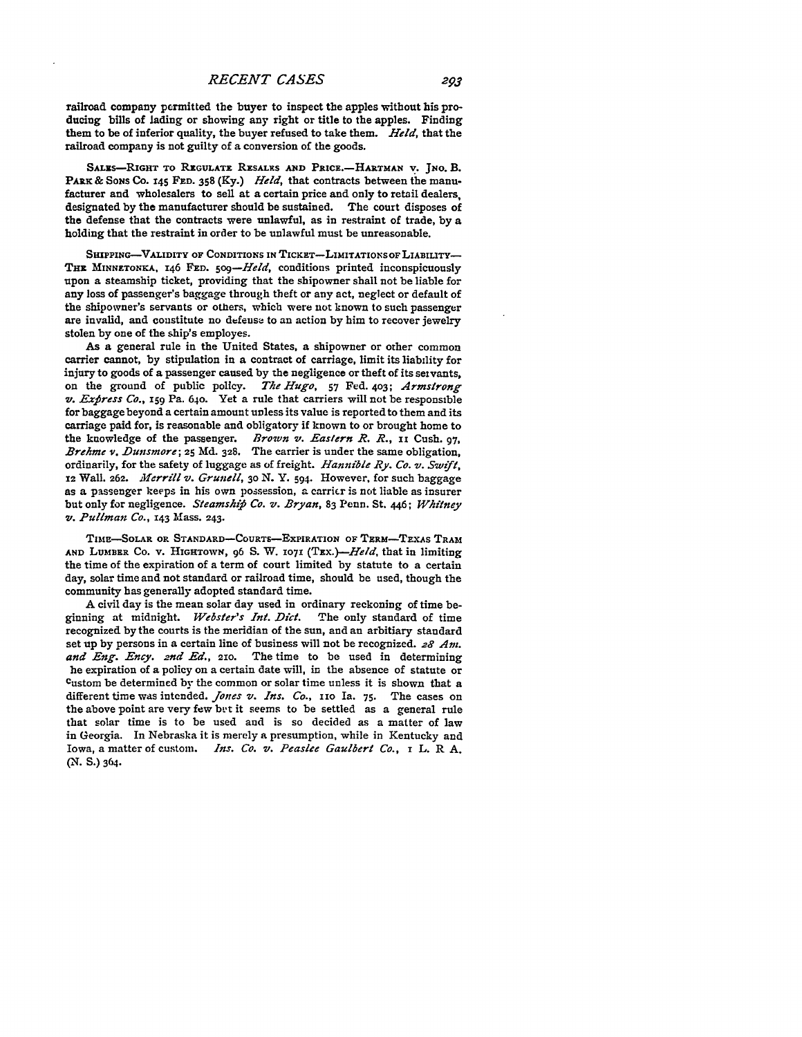railroad company permitted the buyer to inspect the apples without his producing bills of lading or showing any right or title to the apples. Finding them to be of inferior quality, the buyer refused to take them. *Held*, that the railroad company is not guilty of a conversion of the goods.

SALES—RIGHT TO REGULATE RESALES AND PRICE.—HARTMAN v. JNO. B. PARK & SONS CO. 145 FED. 358 (Ky.) *Held*, that contracts between the manufacturer and wholesalers to sell at a certain price and only to retail dealers, designated by the manufacturer should be sustained. The court disposes of the defense that the contracts were unlawful, as in restraint of trade, by a holding that the restraint in order to be unlawful must be unreasonable.

SHIPPING—VALIDITY OF CONDITIONS IN TICKET—LIMITATIONS OF LIABILITY—THE MINNETONKA, 146 FED. 509—*Held*, conditions printed inconspicuously upon a steamship ticket, providing that the shipowner shall not be liable for any loss of passenger's baggage through theft or any act, neglect or default of the shipowner's servants or others, which were not known to such passenger are invalid, and constitute no defense to an action by him to recover jewelry stolen by one of the ship's employes.

As a general rule in the United States, a shipowner or other common carrier cannot, by stipulation in a contract of carriage, limit its liability for injury to goods of a passenger caused by the negligence or theft of its servants, on the ground of public policy. *The Hugo*, 57 Fed. 403; *Armstrong v. Express Co.*, 159 Pa. 640. Yet a rule that carriers will not be responsible for baggage beyond a certain amount unless its value is reported to them and its carriage paid for, is reasonable and obligatory if known to or brought home to the knowledge of the passenger. *Brown v. Eastern R. R.*, 11 Cush. 97, *Brehme v. Dunsmore*; 25 Md. 328. The carrier is under the same obligation, ordinarily, for the safety of luggage as of freight. *Hannible Ry. Co. v. Swift*, 12 Wall. 262. *Merrill v. Grunell*, 30 N. Y. 594. However, for such baggage as a passenger keeps in his own possession, a carrier is not liable as insurer but only for negligence. *Steamship Co. v. Bryan*, 83 Penn. St. 446; *Whitney v. Pullman Co.*, 143 Mass. 243.

TIME—SOLAR OR STANDARD—COURTS—EXPIRATION OF TERM—TEXAS TRAM AND LUMBER CO. v. HIGHTOWN, 96 S. W. 1071 (TEX.)—*Held*, that in limiting the time of the expiration of a term of court limited by statute to a certain day, solar time and not standard or railroad time, should be used, though the community has generally adopted standard time.

A civil day is the mean solar day used in ordinary reckoning of time beginning at midnight. *Webster's Int. Dict.* The only standard of time recognized by the courts is the meridian of the sun, and an arbitiary standard set up by persons in a certain line of business will not be recognized. *28 Am. and Eng. Ency. 2nd Ed.*, 210. The time to be used in determining he expiration of a policy on a certain date will, in the absence of statute or custom be determined by the common or solar time unless it is shown that a different time was intended. *Jones v. Ins. Co.*, 110 Ia. 75. The cases on the above point are very few but it seems to be settled as a general rule that solar time is to be used and is so decided as a matter of law in Georgia. In Nebraska it is merely a presumption, while in Kentucky and Iowa, a matter of custom. *Ins. Co. v. Peaslee Gaulbert Co.*, 1 L. R A. (N. S.) 364.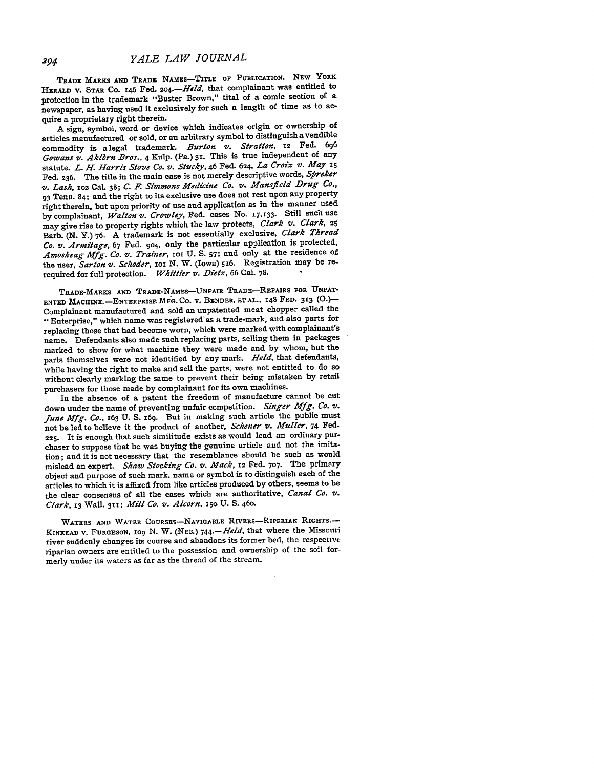TRADE MARKS AND TRADE NAMES—TITLE OF PUBLICATION. NEW YORK HERALD v. STAR CO. 146 Fed. 204.—*Held*, that complainant was entitled to protection in the trademark "Buster Brown," tital of a comic section of a newspaper, as having used it exclusively for such a length of time as to acquire a proprietary right therein.

A sign, symbol, word or device which indicates origin or ownership of articles manufactured or sold, or an arbitrary symbol to distinguish a vendible commodity is a legal trademark. *Burton v. Stratton*, 12 Fed. 696 *Gowans v. Aklbrn Bros.*, 4 Kulp. (Pa.) 31. This is true independent of any statute. *L. H. Harris Stove Co. v. Stucky*, 46 Fed. 624, *La Croix v. May* 15 Fed. 236. The title in the main case is not merely descriptive words, *Spreker v. Lash*, 102 Cal. 38; *C. F. Simmons Medicine Co. v. Mansfield Drug Co.*, 93 Tenn. 84; and the right to its exclusive use does not rest upon any property right therein, but upon priority of use and application as in the manner used by complainant, *Walton v. Crowley*, Fed. cases No. 17,133. Still such use may give rise to property rights which the law protects, *Clark v. Clark*, 25 Barb. (N. Y.) 76. A trademark is not essentially exclusive, *Clark Thread Co. v. Armitage*, 67 Fed. 904, only the particular application is protected, *Amoskeag Mfg. Co. v. Trainer*, 101 U. S. 57; and only at the residence of the user, *Sarton v. Schoder*, 101 N. W. (Iowa) 516. Registration may be rerequired for full protection. *Whittier v. Dietz*, 66 Cal. 78.

TRADE-MARKS AND TRADE-NAMES—UNFAIR TRADE—REPAIRS FOR UNPATENTED MACHINE.—ENTERPRISE MFG. CO. V. BENDER, ET AL., 148 FED. 313 (O.)—Complainant manufactured and sold an unpatented meat chopper called the "Enterprise," which name was registered as a trade-mark, and also parts for replacing those that had become worn, which were marked with complainant's name. Defendants also made such replacing parts, selling them in packages marked to show for what machine they were made and by whom, but the parts themselves were not identified by any mark. *Held*, that defendants, while having the right to make and sell the parts, were not entitled to do so without clearly marking the same to prevent their being mistaken by retail purchasers for those made by complainant for its own machines.

In the absence of a patent the freedom of manufacture cannot be cut down under the name of preventing unfair competition. *Singer Mfg. Co. v. June Mfg. Co.*, 163 U. S. 169. But in making such article the public must not be led to believe it the product of another, *Schener v. Muller*, 74 Fed. 225. It is enough that such similitude exists as would lead an ordinary purchaser to suppose that he was buying the genuine article and not the imitation; and it is not necessary that the resemblance should be such as would mislead an expert. *Shaw Stocking Co. v. Mack*, 12 Fed. 707. The primary object and purpose of such mark, name or symbol is to distinguish each of the articles to which it is affixed from like articles produced by others, seems to be the clear consensus of all the cases which are authoritative, *Canal Co. v. Clark*, 13 Wall. 311; *Mill Co. v. Alcorn*, 150 U. S. 460.

WATERS AND WATER COURSES—NAVIGABLE RIVERS—RIPERIAN RIGHTS.—KINKEAD V. FURGESON, 109 N. W. (NEB.) 744.—*Held*, that where the Missouri river suddenly changes its course and abandons its former bed, the respective riparian owners are entitled to the possession and ownership of the soil formerly under its waters as far as the thread of the stream.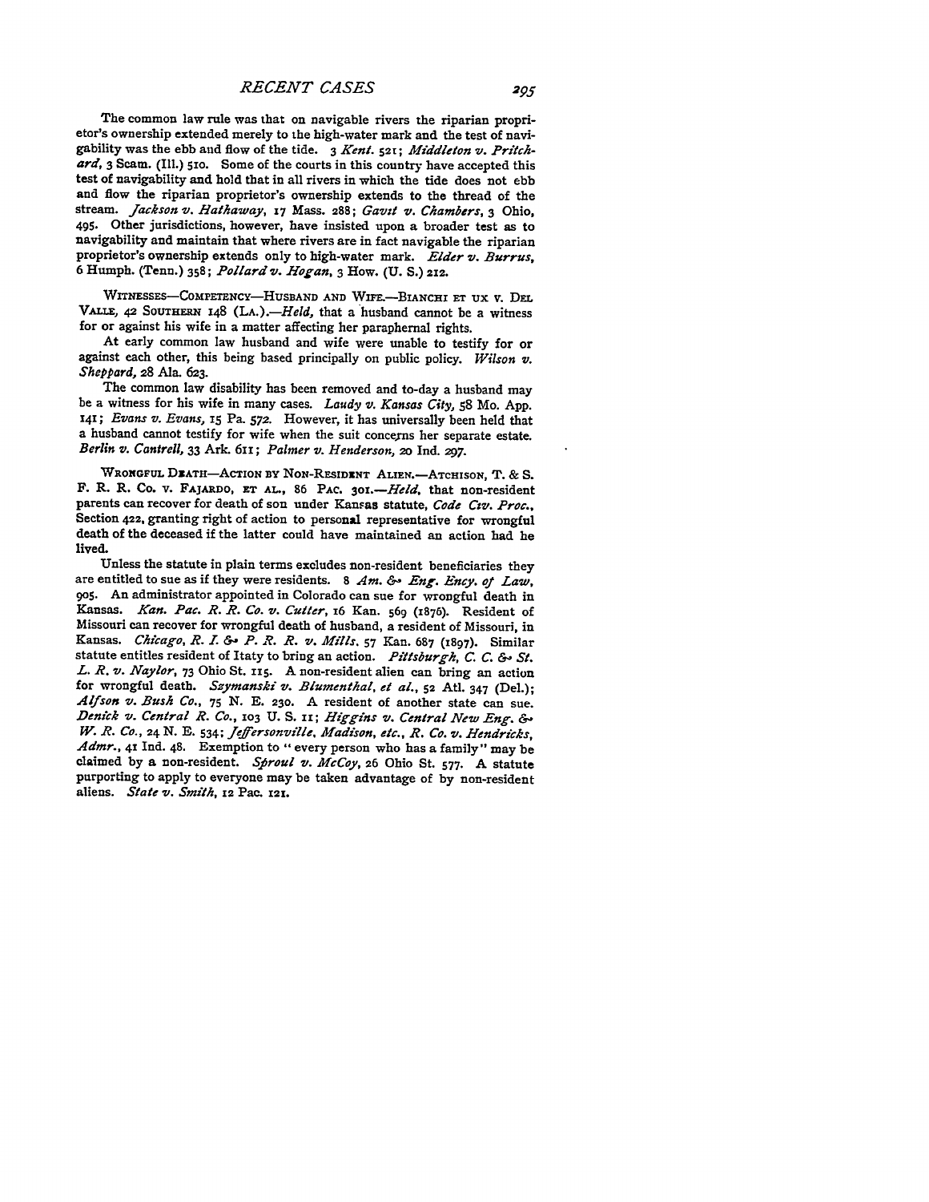The common law rule was that on navigable rivers the riparian proprietor's ownership extended merely to the high-water mark and the test of navigability was the ebb and flow of the tide. 3 *Kent.* 521; *Middleton v. Pritchard,* 3 Scam. (Ill.) 510. Some of the courts in this country have accepted this test of navigability and hold that in all rivers in which the tide does not ebb and flow the riparian proprietor's ownership extends to the thread of the stream. *Jackson v. Hathaway,* 17 Mass. 288; *Gavit v. Chambers,* 3 Ohio, 495. Other jurisdictions, however, have insisted upon a broader test as to navigability and maintain that where rivers are in fact navigable the riparian proprietor's ownership extends only to high-water mark. *Elder v. Burrus,* 6 Humph. (Tenn.) 358; *Pollard v. Hogan,* 3 How. (U. S.) 212.

WITNESSES—COMPETENCY—HUSBAND AND WIFE.—BIANCHI ET UX v. DEL VALLE, 42 SOUTHERN 148 (LA.).—*Held,* that a husband cannot be a witness for or against his wife in a matter affecting her paraphernal rights.

At early common law husband and wife were unable to testify for or against each other, this being based principally on public policy. *Wilson v. Sheppard,* 28 Ala. 623.

The common law disability has been removed and to-day a husband may be a witness for his wife in many cases. *Laudy v. Kansas City,* 58 Mo. App. 141; *Evans v. Evans,* 15 Pa. 572. However, it has universally been held that a husband cannot testify for wife when the suit concerns her separate estate. *Berlin v. Cantrell,* 33 Ark. 611; *Palmer v. Henderson,* 20 Ind. 297.

WRONGFUL DEATH—ACTION BY NON-RESIDENT ALIEN.—ATCHISON, T. & S. F. R. R. CO. v. FAJARDO, ET AL., 86 PAC. 301.—*Held,* that non-resident parents can recover for death of son under Kansas statute, *Code Civ. Proc.,* Section 422, granting right of action to personal representative for wrongful death of the deceased if the latter could have maintained an action had he lived.

Unless the statute in plain terms excludes non-resident beneficiaries they are entitled to sue as if they were residents. 8 *Am. & Eng. Ency. of Law,* 905. An administrator appointed in Colorado can sue for wrongful death in Kansas. *Kan. Pac. R. R. Co. v. Cutter,* 16 Kan. 569 (1876). Resident of Missouri can recover for wrongful death of husband, a resident of Missouri, in Kansas. *Chicago, R. I. & P. R. R. v. Mills,* 57 Kan. 687 (1897). Similar statute entitles resident of Itaty to bring an action. *Pittsburgh, C. C. & St. L. R. v. Naylor,* 73 Ohio St. 115. A non-resident alien can bring an action for wrongful death. *Szymanski v. Blumenthal, et al.,* 52 Atl. 347 (Del.); *Alfson v. Bush Co.,* 75 N. E. 230. A resident of another state can sue. *Denick v. Central R. Co.,* 103 U. S. 11; *Higgins v. Central New Eng. & W. R. Co.,* 24 N. E. 534; *Jeffersonville, Madison, etc., R. Co. v. Hendricks, Admr.,* 41 Ind. 48. Exemption to "every person who has a family" may be claimed by a non-resident. *Sproul v. McCoy,* 26 Ohio St. 577. A statute purporting to apply to everyone may be taken advantage of by non-resident aliens. *State v. Smith,* 12 Pac. 121.